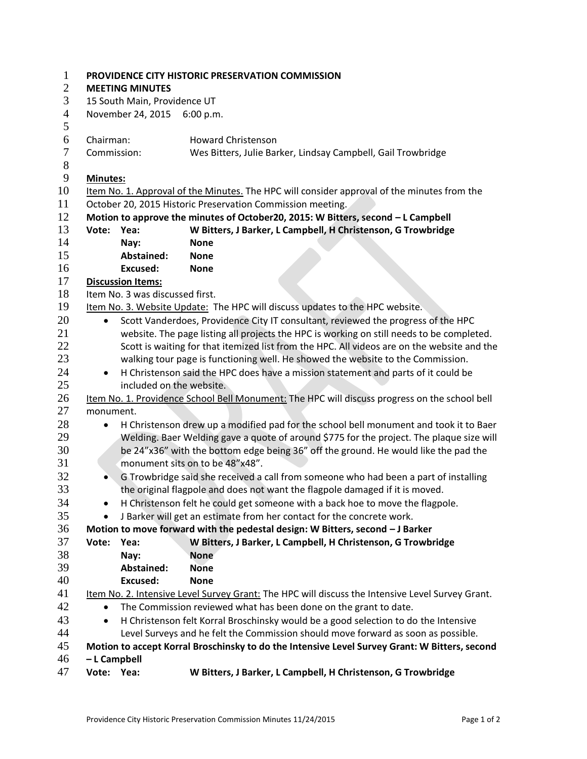**PROVIDENCE CITY HISTORIC PRESERVATION COMMISSION**
**MEETING MINUTES**
15 South Main, Providence UT
November 24, 2015 6:00 p.m.

Chairman: Howard Christenson
Commission: Wes Bitters, Julie Barker, Lindsay Campbell, Gail Trowbridge

**Minutes:**

Item No. 1. Approval of the Minutes. The HPC will consider approval of the minutes from the October 20, 2015 Historic Preservation Commission meeting.

**Motion to approve the minutes of October20, 2015: W Bitters, second – L Campbell**

| **Vote:** | | |
|---|---|---|
| | **Yea:** | **W Bitters, J Barker, L Campbell, H Christenson, G Trowbridge** |
| | **Nay:** | **None** |
| | **Abstained:** | **None** |
| | **Excused:** | **None** |

**Discussion Items:**

Item No. 3 was discussed first.

Item No. 3. Website Update: The HPC will discuss updates to the HPC website.

- Scott Vanderdoes, Providence City IT consultant, reviewed the progress of the HPC website. The page listing all projects the HPC is working on still needs to be completed. Scott is waiting for that itemized list from the HPC. All videos are on the website and the walking tour page is functioning well. He showed the website to the Commission.
- H Christenson said the HPC does have a mission statement and parts of it could be included on the website.

Item No. 1. Providence School Bell Monument: The HPC will discuss progress on the school bell monument.

- H Christenson drew up a modified pad for the school bell monument and took it to Baer Welding. Baer Welding gave a quote of around $775 for the project. The plaque size will be 24"x36" with the bottom edge being 36" off the ground. He would like the pad the monument sits on to be 48"x48".
- G Trowbridge said she received a call from someone who had been a part of installing the original flagpole and does not want the flagpole damaged if it is moved.
- H Christenson felt he could get someone with a back hoe to move the flagpole.
- J Barker will get an estimate from her contact for the concrete work.

**Motion to move forward with the pedestal design: W Bitters, second – J Barker**

| **Vote:** | | |
|---|---|---|
| | **Yea:** | **W Bitters, J Barker, L Campbell, H Christenson, G Trowbridge** |
| | **Nay:** | **None** |
| | **Abstained:** | **None** |
| | **Excused:** | **None** |

Item No. 2. Intensive Level Survey Grant: The HPC will discuss the Intensive Level Survey Grant.

- The Commission reviewed what has been done on the grant to date.
- H Christenson felt Korral Broschinsky would be a good selection to do the Intensive Level Surveys and he felt the Commission should move forward as soon as possible.

**Motion to accept Korral Broschinsky to do the Intensive Level Survey Grant: W Bitters, second – L Campbell**

| **Vote:** | | |
|---|---|---|
| | **Yea:** | **W Bitters, J Barker, L Campbell, H Christenson, G Trowbridge** |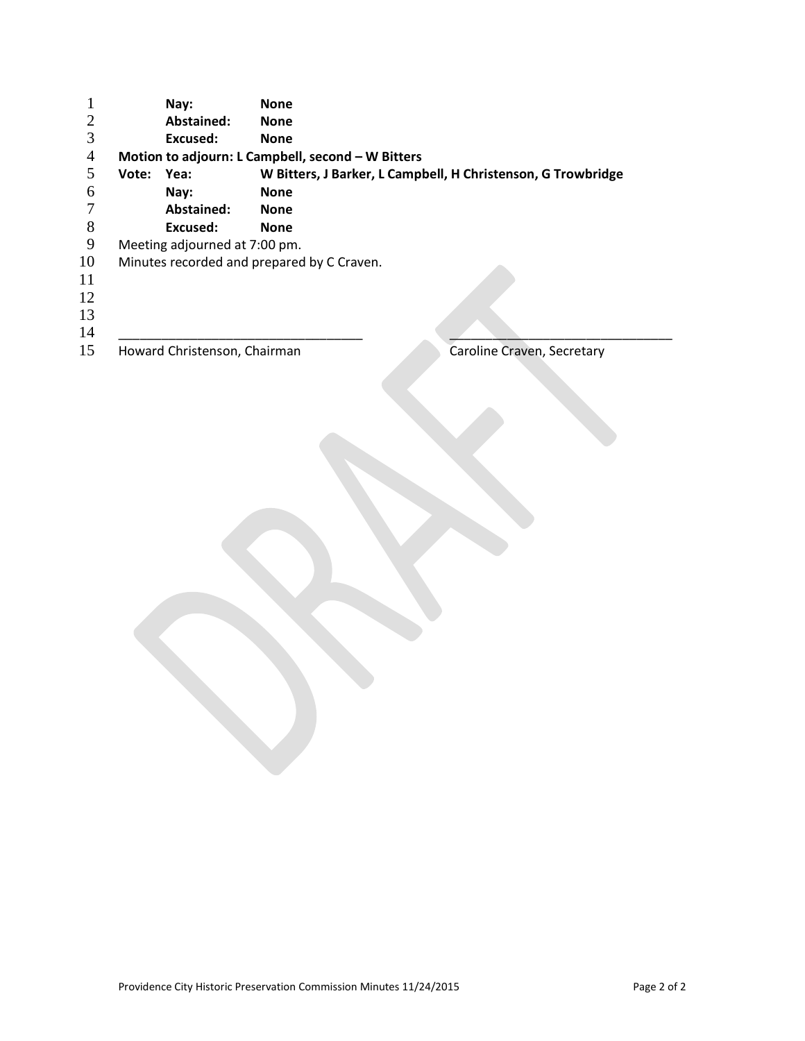**Nay: None**
**Abstained: None**
**Excused: None**

**Motion to adjourn: L Campbell, second – W Bitters**

**Vote: Yea: W Bitters, J Barker, L Campbell, H Christenson, G Trowbridge**
**Nay: None**
**Abstained: None**
**Excused: None**

Meeting adjourned at 7:00 pm.

Minutes recorded and prepared by C Craven.

_______________________________ _______________________________

Howard Christenson, Chairman Caroline Craven, Secretary

DRAFT